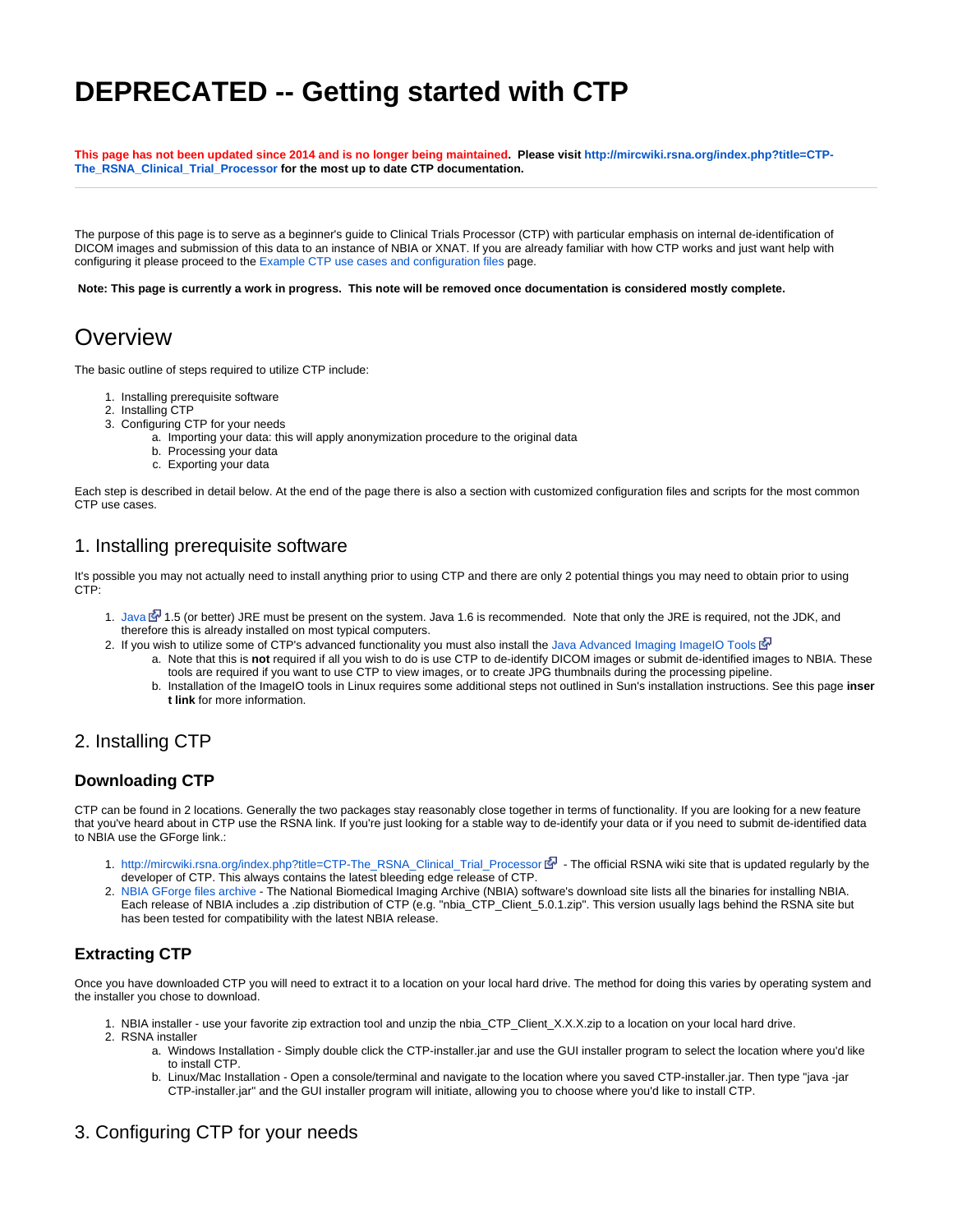# DEPRECATED -- Getting started with CTP

**This page has not been updated since 2014 and is no longer being maintained. Please visit http://mircwiki.rsna.org/index.php?title=CTP-The_RSNA_Clinical_Trial_Processor for the most up to date CTP documentation.**

---

The purpose of this page is to serve as a beginner's guide to Clinical Trials Processor (CTP) with particular emphasis on internal de-identification of DICOM images and submission of this data to an instance of NBIA or XNAT. If you are already familiar with how CTP works and just want help with configuring it please proceed to the Example CTP use cases and configuration files page.

**Note: This page is currently a work in progress. This note will be removed once documentation is considered mostly complete.**

# Overview

The basic outline of steps required to utilize CTP include:

1. Installing prerequisite software
2. Installing CTP
3. Configuring CTP for your needs
   a. Importing your data: this will apply anonymization procedure to the original data
   b. Processing your data
   c. Exporting your data

Each step is described in detail below. At the end of the page there is also a section with customized configuration files and scripts for the most common CTP use cases.

## 1. Installing prerequisite software

It's possible you may not actually need to install anything prior to using CTP and there are only 2 potential things you may need to obtain prior to using CTP:

1. Java 1.5 (or better) JRE must be present on the system. Java 1.6 is recommended. Note that only the JRE is required, not the JDK, and therefore this is already installed on most typical computers.
2. If you wish to utilize some of CTP's advanced functionality you must also install the Java Advanced Imaging ImageIO Tools
   a. Note that this is **not** required if all you wish to do is use CTP to de-identify DICOM images or submit de-identified images to NBIA. These tools are required if you want to use CTP to view images, or to create JPG thumbnails during the processing pipeline.
   b. Installation of the ImageIO tools in Linux requires some additional steps not outlined in Sun's installation instructions. See this page **insert link** for more information.

## 2. Installing CTP

### Downloading CTP

CTP can be found in 2 locations. Generally the two packages stay reasonably close together in terms of functionality. If you are looking for a new feature that you've heard about in CTP use the RSNA link. If you're just looking for a stable way to de-identify your data or if you need to submit de-identified data to NBIA use the GForge link.:

1. http://mircwiki.rsna.org/index.php?title=CTP-The_RSNA_Clinical_Trial_Processor - The official RSNA wiki site that is updated regularly by the developer of CTP. This always contains the latest bleeding edge release of CTP.
2. NBIA GForge files archive - The National Biomedical Imaging Archive (NBIA) software's download site lists all the binaries for installing NBIA. Each release of NBIA includes a .zip distribution of CTP (e.g. "nbia_CTP_Client_5.0.1.zip". This version usually lags behind the RSNA site but has been tested for compatibility with the latest NBIA release.

### Extracting CTP

Once you have downloaded CTP you will need to extract it to a location on your local hard drive. The method for doing this varies by operating system and the installer you chose to download.

1. NBIA installer - use your favorite zip extraction tool and unzip the nbia_CTP_Client_X.X.X.zip to a location on your local hard drive.
2. RSNA installer
   a. Windows Installation - Simply double click the CTP-installer.jar and use the GUI installer program to select the location where you'd like to install CTP.
   b. Linux/Mac Installation - Open a console/terminal and navigate to the location where you saved CTP-installer.jar. Then type "java -jar CTP-installer.jar" and the GUI installer program will initiate, allowing you to choose where you'd like to install CTP.

## 3. Configuring CTP for your needs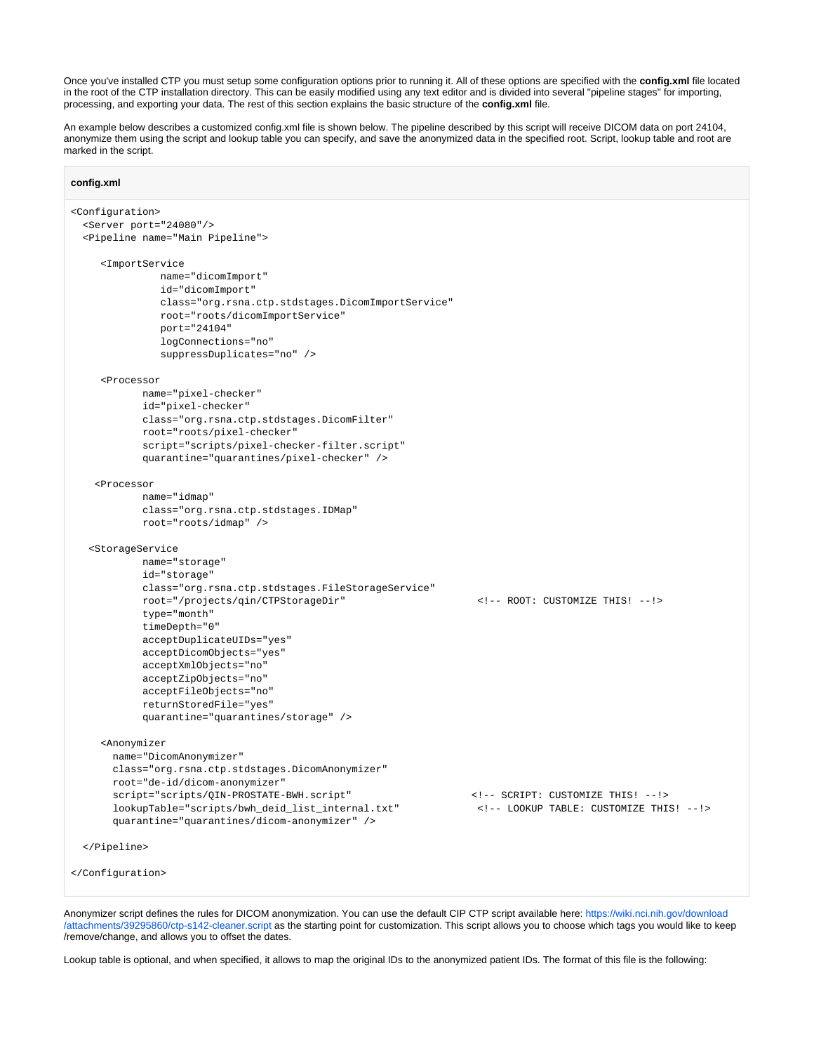Once you've installed CTP you must setup some configuration options prior to running it. All of these options are specified with the **config.xml** file located in the root of the CTP installation directory. This can be easily modified using any text editor and is divided into several "pipeline stages" for importing, processing, and exporting your data. The rest of this section explains the basic structure of the **config.xml** file.

An example below describes a customized config.xml file is shown below. The pipeline described by this script will receive DICOM data on port 24104, anonymize them using the script and lookup table you can specify, and save the anonymized data in the specified root. Script, lookup table and root are marked in the script.

**config.xml**

```
<Configuration>
  <Server port="24080"/>
  <Pipeline name="Main Pipeline">

     <ImportService
               name="dicomImport"
               id="dicomImport"
               class="org.rsna.ctp.stdstages.DicomImportService"
               root="roots/dicomImportService"
               port="24104"
               logConnections="no"
               suppressDuplicates="no" />

     <Processor
            name="pixel-checker"
            id="pixel-checker"
            class="org.rsna.ctp.stdstages.DicomFilter"
            root="roots/pixel-checker"
            script="scripts/pixel-checker-filter.script"
            quarantine="quarantines/pixel-checker" />

    <Processor
            name="idmap"
            class="org.rsna.ctp.stdstages.IDMap"
            root="roots/idmap" />

   <StorageService
            name="storage"
            id="storage"
            class="org.rsna.ctp.stdstages.FileStorageService"
            root="/projects/qin/CTPStorageDir"                      <!-- ROOT: CUSTOMIZE THIS! --!>
            type="month"
            timeDepth="0"
            acceptDuplicateUIDs="yes"
            acceptDicomObjects="yes"
            acceptXmlObjects="no"
            acceptZipObjects="no"
            acceptFileObjects="no"
            returnStoredFile="yes"
            quarantine="quarantines/storage" />

     <Anonymizer
       name="DicomAnonymizer"
       class="org.rsna.ctp.stdstages.DicomAnonymizer"
       root="de-id/dicom-anonymizer"
       script="scripts/QIN-PROSTATE-BWH.script"                  <!-- SCRIPT: CUSTOMIZE THIS! --!>
       lookupTable="scripts/bwh_deid_list_internal.txt"           <!-- LOOKUP TABLE: CUSTOMIZE THIS! --!>
       quarantine="quarantines/dicom-anonymizer" />

  </Pipeline>

</Configuration>
```

Anonymizer script defines the rules for DICOM anonymization. You can use the default CIP CTP script available here: https://wiki.nci.nih.gov/download/attachments/39295860/ctp-s142-cleaner.script as the starting point for customization. This script allows you to choose which tags you would like to keep/remove/change, and allows you to offset the dates.

Lookup table is optional, and when specified, it allows to map the original IDs to the anonymized patient IDs. The format of this file is the following: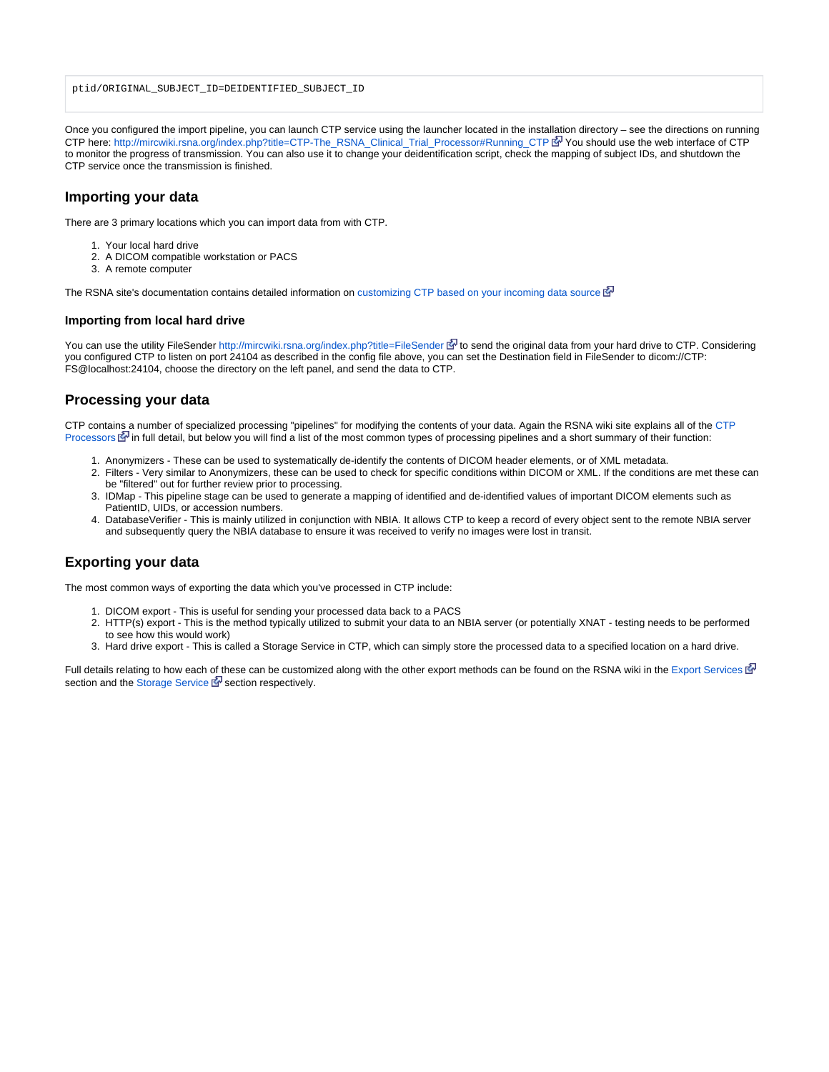```
ptid/ORIGINAL_SUBJECT_ID=DEIDENTIFIED_SUBJECT_ID
```

Once you configured the import pipeline, you can launch CTP service using the launcher located in the installation directory – see the directions on running CTP here: http://mircwiki.rsna.org/index.php?title=CTP-The_RSNA_Clinical_Trial_Processor#Running_CTP You should use the web interface of CTP to monitor the progress of transmission. You can also use it to change your deidentification script, check the mapping of subject IDs, and shutdown the CTP service once the transmission is finished.

## Importing your data

There are 3 primary locations which you can import data from with CTP.

1. Your local hard drive
2. A DICOM compatible workstation or PACS
3. A remote computer

The RSNA site's documentation contains detailed information on customizing CTP based on your incoming data source

### Importing from local hard drive

You can use the utility FileSender http://mircwiki.rsna.org/index.php?title=FileSender to send the original data from your hard drive to CTP. Considering you configured CTP to listen on port 24104 as described in the config file above, you can set the Destination field in FileSender to dicom://CTP:FS@localhost:24104, choose the directory on the left panel, and send the data to CTP.

## Processing your data

CTP contains a number of specialized processing "pipelines" for modifying the contents of your data. Again the RSNA wiki site explains all of the CTP Processors in full detail, but below you will find a list of the most common types of processing pipelines and a short summary of their function:

1. Anonymizers - These can be used to systematically de-identify the contents of DICOM header elements, or of XML metadata.
2. Filters - Very similar to Anonymizers, these can be used to check for specific conditions within DICOM or XML. If the conditions are met these can be "filtered" out for further review prior to processing.
3. IDMap - This pipeline stage can be used to generate a mapping of identified and de-identified values of important DICOM elements such as PatientID, UIDs, or accession numbers.
4. DatabaseVerifier - This is mainly utilized in conjunction with NBIA. It allows CTP to keep a record of every object sent to the remote NBIA server and subsequently query the NBIA database to ensure it was received to verify no images were lost in transit.

## Exporting your data

The most common ways of exporting the data which you've processed in CTP include:

1. DICOM export - This is useful for sending your processed data back to a PACS
2. HTTP(s) export - This is the method typically utilized to submit your data to an NBIA server (or potentially XNAT - testing needs to be performed to see how this would work)
3. Hard drive export - This is called a Storage Service in CTP, which can simply store the processed data to a specified location on a hard drive.

Full details relating to how each of these can be customized along with the other export methods can be found on the RSNA wiki in the Export Services section and the Storage Service section respectively.